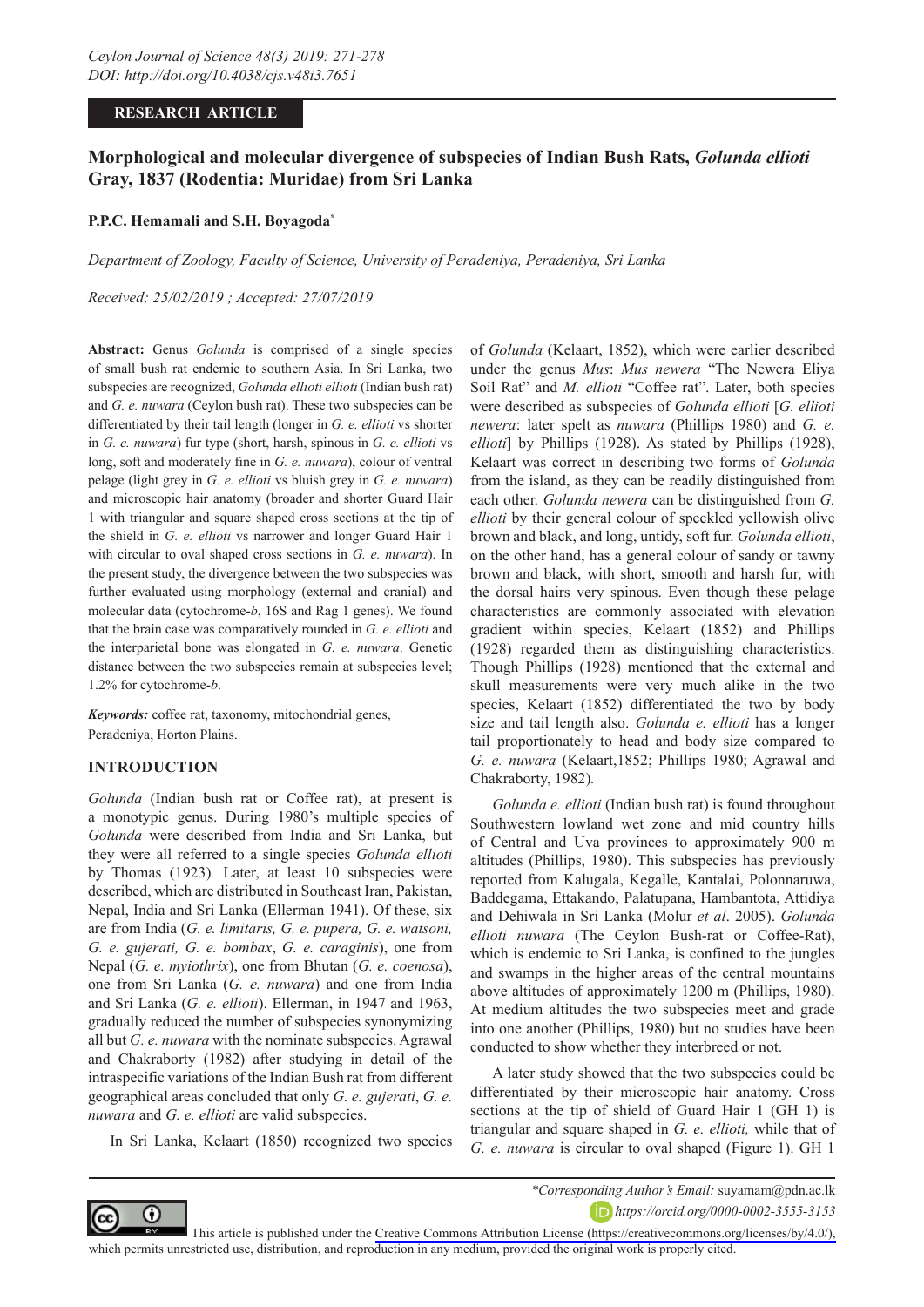RESEARCH ARTICLE

# Morphological and molecular divergence of subspecies of Indian Bush Rats, *Golunda ellioti* Gray, 1837 (Rodentia: Muridae) from Sri Lanka

**P.P.C. Hemamali and S.H. Boyagoda***

*Department of Zoology, Faculty of Science, University of Peradeniya, Peradeniya, Sri Lanka*

*Received: 25/02/2019 ; Accepted: 27/07/2019*

**Abstract:** Genus *Golunda* is comprised of a single species of small bush rat endemic to southern Asia. In Sri Lanka, two subspecies are recognized, *Golunda ellioti ellioti* (Indian bush rat) and *G. e. nuwara* (Ceylon bush rat). These two subspecies can be differentiated by their tail length (longer in *G. e. ellioti* vs shorter in *G. e. nuwara*) fur type (short, harsh, spinous in *G. e. ellioti* vs long, soft and moderately fine in *G. e. nuwara*), colour of ventral pelage (light grey in *G. e. ellioti* vs bluish grey in *G. e. nuwara*) and microscopic hair anatomy (broader and shorter Guard Hair 1 with triangular and square shaped cross sections at the tip of the shield in *G. e. ellioti* vs narrower and longer Guard Hair 1 with circular to oval shaped cross sections in *G. e. nuwara*). In the present study, the divergence between the two subspecies was further evaluated using morphology (external and cranial) and molecular data (cytochrome-*b*, 16S and Rag 1 genes). We found that the brain case was comparatively rounded in *G. e. ellioti* and the interparietal bone was elongated in *G. e. nuwara*. Genetic distance between the two subspecies remain at subspecies level; 1.2% for cytochrome-*b*.

***Keywords:*** coffee rat, taxonomy, mitochondrial genes, Peradeniya, Horton Plains.

## INTRODUCTION

*Golunda* (Indian bush rat or Coffee rat), at present is a monotypic genus. During 1980's multiple species of *Golunda* were described from India and Sri Lanka, but they were all referred to a single species *Golunda ellioti* by Thomas (1923). Later, at least 10 subspecies were described, which are distributed in Southeast Iran, Pakistan, Nepal, India and Sri Lanka (Ellerman 1941). Of these, six are from India (*G. e. limitaris, G. e. pupera, G. e. watsoni, G. e. gujerati, G. e. bombax*, *G. e. caraginis*), one from Nepal (*G. e. myiothrix*), one from Bhutan (*G. e. coenosa*), one from Sri Lanka (*G. e. nuwara*) and one from India and Sri Lanka (*G. e. ellioti*). Ellerman, in 1947 and 1963, gradually reduced the number of subspecies synonymizing all but *G. e. nuwara* with the nominate subspecies. Agrawal and Chakraborty (1982) after studying in detail of the intraspecific variations of the Indian Bush rat from different geographical areas concluded that only *G. e. gujerati*, *G. e. nuwara* and *G. e. ellioti* are valid subspecies.

In Sri Lanka, Kelaart (1850) recognized two species of *Golunda* (Kelaart, 1852), which were earlier described under the genus *Mus*: *Mus newera* "The Newera Eliya Soil Rat" and *M. ellioti* "Coffee rat". Later, both species were described as subspecies of *Golunda ellioti* [*G. ellioti newera*: later spelt as *nuwara* (Phillips 1980) and *G. e. ellioti*] by Phillips (1928). As stated by Phillips (1928), Kelaart was correct in describing two forms of *Golunda* from the island, as they can be readily distinguished from each other. *Golunda newera* can be distinguished from *G. ellioti* by their general colour of speckled yellowish olive brown and black, and long, untidy, soft fur. *Golunda ellioti*, on the other hand, has a general colour of sandy or tawny brown and black, with short, smooth and harsh fur, with the dorsal hairs very spinous. Even though these pelage characteristics are commonly associated with elevation gradient within species, Kelaart (1852) and Phillips (1928) regarded them as distinguishing characteristics. Though Phillips (1928) mentioned that the external and skull measurements were very much alike in the two species, Kelaart (1852) differentiated the two by body size and tail length also. *Golunda e. ellioti* has a longer tail proportionately to head and body size compared to *G. e. nuwara* (Kelaart,1852; Phillips 1980; Agrawal and Chakraborty, 1982).

*Golunda e. ellioti* (Indian bush rat) is found throughout Southwestern lowland wet zone and mid country hills of Central and Uva provinces to approximately 900 m altitudes (Phillips, 1980). This subspecies has previously reported from Kalugala, Kegalle, Kantalai, Polonnaruwa, Baddegama, Ettakando, Palatupana, Hambantota, Attidiya and Dehiwala in Sri Lanka (Molur *et al*. 2005). *Golunda ellioti nuwara* (The Ceylon Bush-rat or Coffee-Rat), which is endemic to Sri Lanka, is confined to the jungles and swamps in the higher areas of the central mountains above altitudes of approximately 1200 m (Phillips, 1980). At medium altitudes the two subspecies meet and grade into one another (Phillips, 1980) but no studies have been conducted to show whether they interbreed or not.

A later study showed that the two subspecies could be differentiated by their microscopic hair anatomy. Cross sections at the tip of shield of Guard Hair 1 (GH 1) is triangular and square shaped in *G. e. ellioti,* while that of *G. e. nuwara* is circular to oval shaped (Figure 1). GH 1

*\*Corresponding Author's Email:* suyamam@pdn.ac.lk

*https://orcid.org/0000-0002-3555-3153*

This article is published under the Creative Commons Attribution License (https://creativecommons.org/licenses/by/4.0/), which permits unrestricted use, distribution, and reproduction in any medium, provided the original work is properly cited.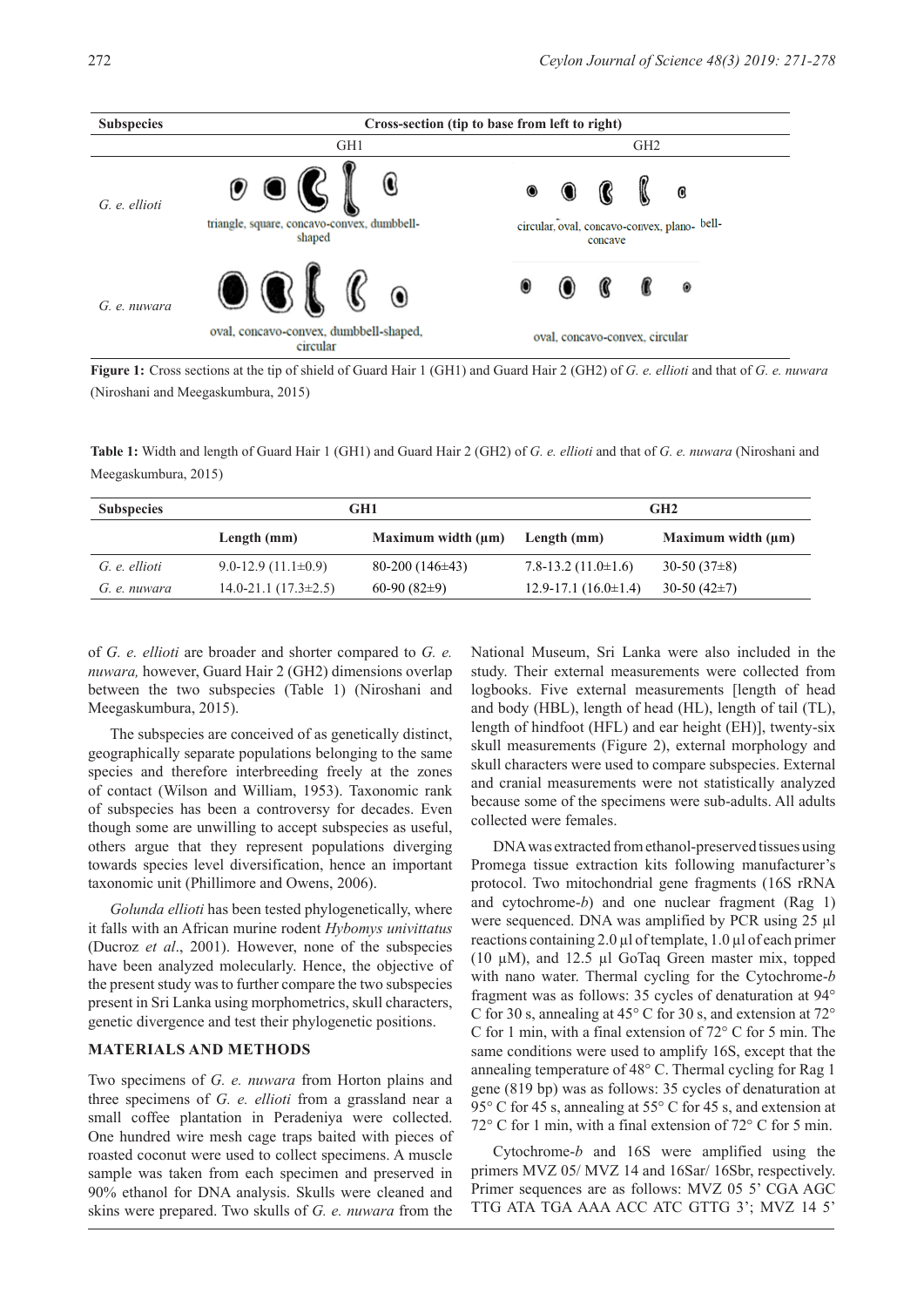| Subspecies | Cross-section (tip to base from left to right) | |
|---|---|---|
| | GH1 | GH2 |
| *G. e. ellioti* | triangle, square, concavo-convex, dumbbell-shaped | circular, oval, concavo-convex, plano-concave, bell- |
| *G. e. nuwara* | oval, concavo-convex, dumbbell-shaped, circular | oval, concavo-convex, circular |

**Figure 1:** Cross sections at the tip of shield of Guard Hair 1 (GH1) and Guard Hair 2 (GH2) of *G. e. ellioti* and that of *G. e. nuwara* (Niroshani and Meegaskumbura, 2015)

**Table 1:** Width and length of Guard Hair 1 (GH1) and Guard Hair 2 (GH2) of *G. e. ellioti* and that of *G. e. nuwara* (Niroshani and Meegaskumbura, 2015)

| Subspecies | GH1 | | GH2 | |
|---|---|---|---|---|
| | **Length (mm)** | **Maximum width (μm)** | **Length (mm)** | **Maximum width (μm)** |
| *G. e. ellioti* | 9.0-12.9 (11.1±0.9) | 80-200 (146±43) | 7.8-13.2 (11.0±1.6) | 30-50 (37±8) |
| *G. e. nuwara* | 14.0-21.1 (17.3±2.5) | 60-90 (82±9) | 12.9-17.1 (16.0±1.4) | 30-50 (42±7) |

of *G. e. ellioti* are broader and shorter compared to *G. e. nuwara,* however, Guard Hair 2 (GH2) dimensions overlap between the two subspecies (Table 1) (Niroshani and Meegaskumbura, 2015).

The subspecies are conceived of as genetically distinct, geographically separate populations belonging to the same species and therefore interbreeding freely at the zones of contact (Wilson and William, 1953). Taxonomic rank of subspecies has been a controversy for decades. Even though some are unwilling to accept subspecies as useful, others argue that they represent populations diverging towards species level diversification, hence an important taxonomic unit (Phillimore and Owens, 2006).

*Golunda ellioti* has been tested phylogenetically, where it falls with an African murine rodent *Hybomys univittatus* (Ducroz *et al*., 2001). However, none of the subspecies have been analyzed molecularly. Hence, the objective of the present study was to further compare the two subspecies present in Sri Lanka using morphometrics, skull characters, genetic divergence and test their phylogenetic positions.

## MATERIALS AND METHODS

Two specimens of *G. e. nuwara* from Horton plains and three specimens of *G. e. ellioti* from a grassland near a small coffee plantation in Peradeniya were collected. One hundred wire mesh cage traps baited with pieces of roasted coconut were used to collect specimens. A muscle sample was taken from each specimen and preserved in 90% ethanol for DNA analysis. Skulls were cleaned and skins were prepared. Two skulls of *G. e. nuwara* from the National Museum, Sri Lanka were also included in the study. Their external measurements were collected from logbooks. Five external measurements [length of head and body (HBL), length of head (HL), length of tail (TL), length of hindfoot (HFL) and ear height (EH)], twenty-six skull measurements (Figure 2), external morphology and skull characters were used to compare subspecies. External and cranial measurements were not statistically analyzed because some of the specimens were sub-adults. All adults collected were females.

DNA was extracted from ethanol-preserved tissues using Promega tissue extraction kits following manufacturer's protocol. Two mitochondrial gene fragments (16S rRNA and cytochrome-*b*) and one nuclear fragment (Rag 1) were sequenced. DNA was amplified by PCR using 25 µl reactions containing 2.0 µl of template, 1.0 µl of each primer (10 µM), and 12.5 µl GoTaq Green master mix, topped with nano water. Thermal cycling for the Cytochrome-*b* fragment was as follows: 35 cycles of denaturation at 94° C for 30 s, annealing at 45° C for 30 s, and extension at 72° C for 1 min, with a final extension of 72° C for 5 min. The same conditions were used to amplify 16S, except that the annealing temperature of 48° C. Thermal cycling for Rag 1 gene (819 bp) was as follows: 35 cycles of denaturation at 95° C for 45 s, annealing at 55° C for 45 s, and extension at 72° C for 1 min, with a final extension of 72° C for 5 min.

Cytochrome-*b* and 16S were amplified using the primers MVZ 05/ MVZ 14 and 16Sar/ 16Sbr, respectively. Primer sequences are as follows: MVZ 05 5' CGA AGC TTG ATA TGA AAA ACC ATC GTTG 3'; MVZ 14 5'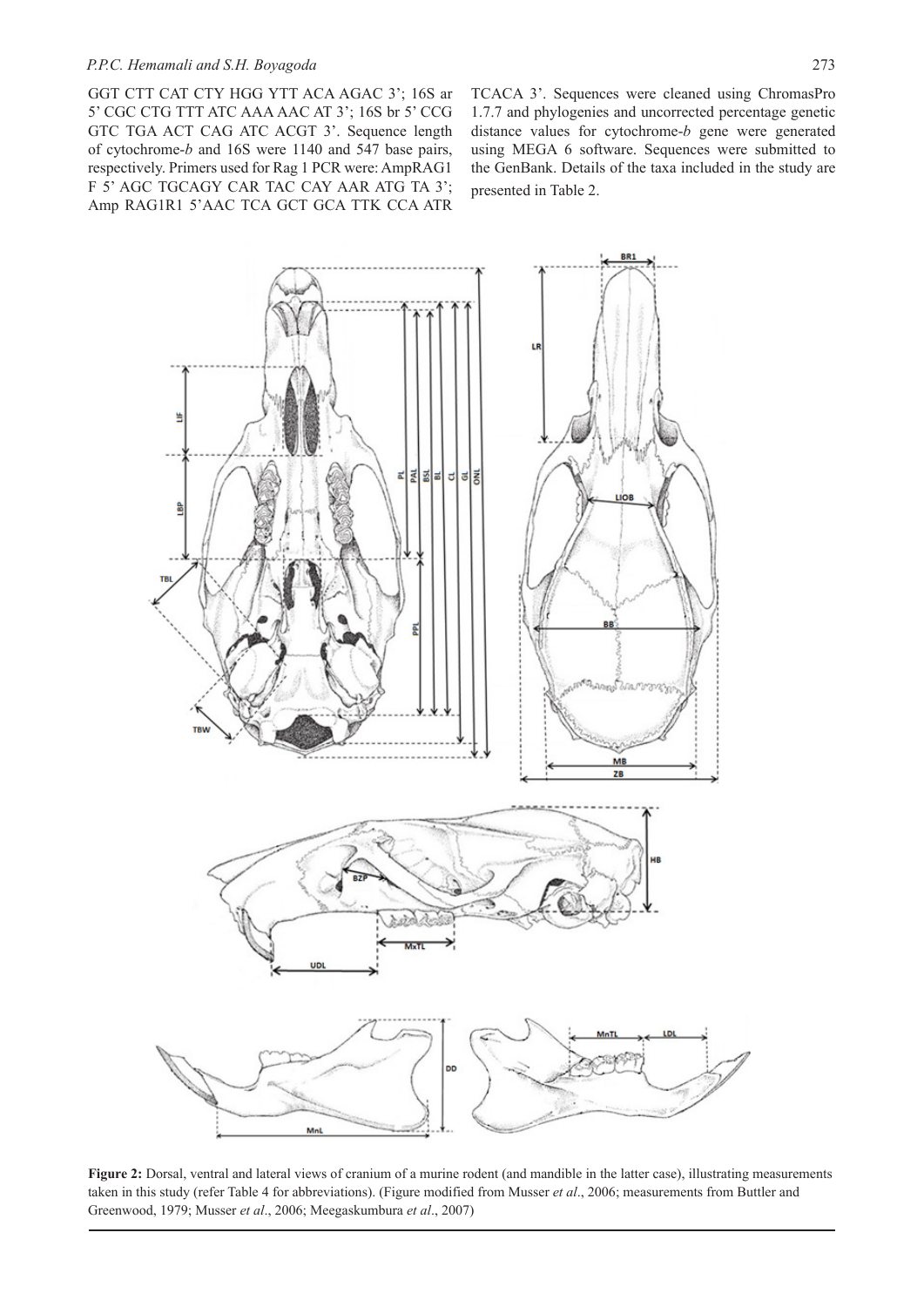GGT CTT CAT CTY HGG YTT ACA AGAC 3'; 16S ar 5' CGC CTG TTT ATC AAA AAC AT 3'; 16S br 5' CCG GTC TGA ACT CAG ATC ACGT 3'. Sequence length of cytochrome-*b* and 16S were 1140 and 547 base pairs, respectively. Primers used for Rag 1 PCR were: AmpRAG1 F 5' AGC TGCAGY CAR TAC CAY AAR ATG TA 3'; Amp RAG1R1 5'AAC TCA GCT GCA TTK CCA ATR TCACA 3'. Sequences were cleaned using ChromasPro 1.7.7 and phylogenies and uncorrected percentage genetic distance values for cytochrome-*b* gene were generated using MEGA 6 software. Sequences were submitted to the GenBank. Details of the taxa included in the study are presented in Table 2.

**Figure 2:** Dorsal, ventral and lateral views of cranium of a murine rodent (and mandible in the latter case), illustrating measurements taken in this study (refer Table 4 for abbreviations). (Figure modified from Musser *et al*., 2006; measurements from Buttler and Greenwood, 1979; Musser *et al*., 2006; Meegaskumbura *et al*., 2007)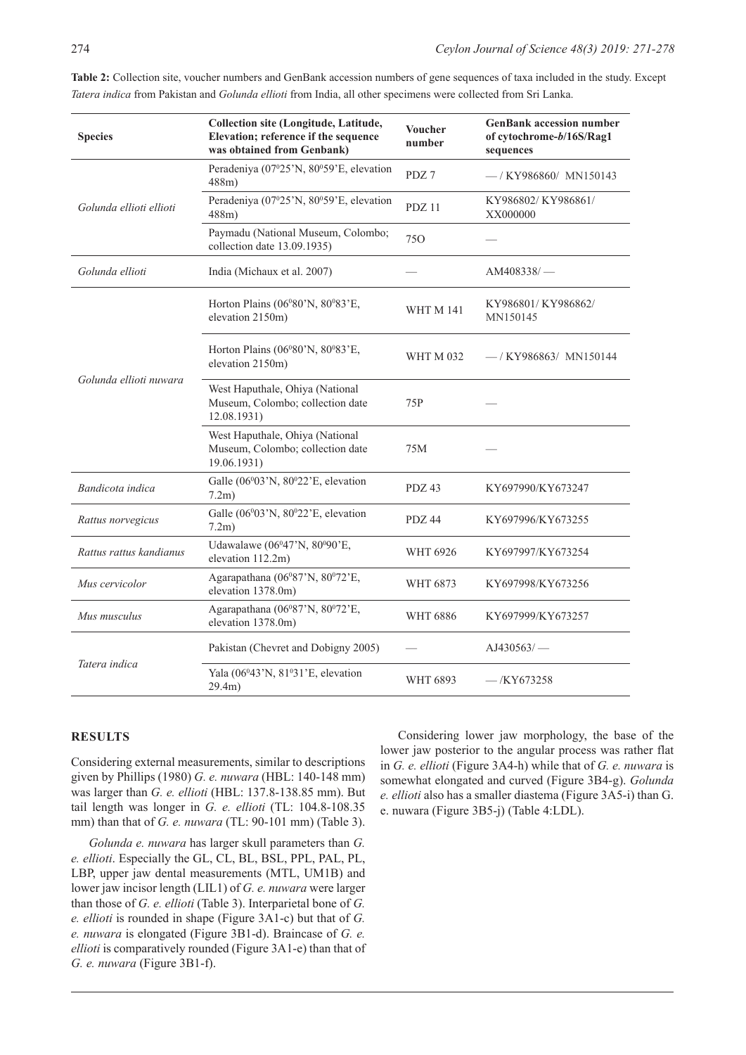**Table 2:** Collection site, voucher numbers and GenBank accession numbers of gene sequences of taxa included in the study. Except *Tatera indica* from Pakistan and *Golunda ellioti* from India, all other specimens were collected from Sri Lanka.

| Species | Collection site (Longitude, Latitude, Elevation; reference if the sequence was obtained from Genbank) | Voucher number | GenBank accession number of cytochrome-*b*/16S/Rag1 sequences |
|---|---|---|---|
| *Golunda ellioti ellioti* | Peradeniya (07⁰25'N, 80⁰59'E, elevation 488m) | PDZ 7 | — / KY986860/ MN150143 |
| | Peradeniya (07⁰25'N, 80⁰59'E, elevation 488m) | PDZ 11 | KY986802/ KY986861/ XX000000 |
| | Paymadu (National Museum, Colombo; collection date 13.09.1935) | 75O | — |
| *Golunda ellioti* | India (Michaux et al. 2007) | — | AM408338/ — |
| *Golunda ellioti nuwara* | Horton Plains (06⁰80'N, 80⁰83'E, elevation 2150m) | WHT M 141 | KY986801/ KY986862/ MN150145 |
| | Horton Plains (06⁰80'N, 80⁰83'E, elevation 2150m) | WHT M 032 | — / KY986863/ MN150144 |
| | West Haputhale, Ohiya (National Museum, Colombo; collection date 12.08.1931) | 75P | — |
| | West Haputhale, Ohiya (National Museum, Colombo; collection date 19.06.1931) | 75M | — |
| *Bandicota indica* | Galle (06⁰03'N, 80⁰22'E, elevation 7.2m) | PDZ 43 | KY697990/KY673247 |
| *Rattus norvegicus* | Galle (06⁰03'N, 80⁰22'E, elevation 7.2m) | PDZ 44 | KY697996/KY673255 |
| *Rattus rattus kandianus* | Udawalawe (06⁰47'N, 80⁰90'E, elevation 112.2m) | WHT 6926 | KY697997/KY673254 |
| *Mus cervicolor* | Agarapathana (06⁰87'N, 80⁰72'E, elevation 1378.0m) | WHT 6873 | KY697998/KY673256 |
| *Mus musculus* | Agarapathana (06⁰87'N, 80⁰72'E, elevation 1378.0m) | WHT 6886 | KY697999/KY673257 |
| *Tatera indica* | Pakistan (Chevret and Dobigny 2005) | — | AJ430563/ — |
| | Yala (06⁰43'N, 81⁰31'E, elevation 29.4m) | WHT 6893 | — /KY673258 |

## RESULTS

Considering external measurements, similar to descriptions given by Phillips (1980) *G. e. nuwara* (HBL: 140-148 mm) was larger than *G. e. ellioti* (HBL: 137.8-138.85 mm). But tail length was longer in *G. e. ellioti* (TL: 104.8-108.35 mm) than that of *G. e. nuwara* (TL: 90-101 mm) (Table 3).

*Golunda e. nuwara* has larger skull parameters than *G. e. ellioti*. Especially the GL, CL, BL, BSL, PPL, PAL, PL, LBP, upper jaw dental measurements (MTL, UM1B) and lower jaw incisor length (LIL1) of *G. e. nuwara* were larger than those of *G. e. ellioti* (Table 3). Interparietal bone of *G. e. ellioti* is rounded in shape (Figure 3A1-c) but that of *G. e. nuwara* is elongated (Figure 3B1-d). Braincase of *G. e. ellioti* is comparatively rounded (Figure 3A1-e) than that of *G. e. nuwara* (Figure 3B1-f).

Considering lower jaw morphology, the base of the lower jaw posterior to the angular process was rather flat in *G. e. ellioti* (Figure 3A4-h) while that of *G. e. nuwara* is somewhat elongated and curved (Figure 3B4-g). *Golunda e. ellioti* also has a smaller diastema (Figure 3A5-i) than G. e. nuwara (Figure 3B5-j) (Table 4:LDL).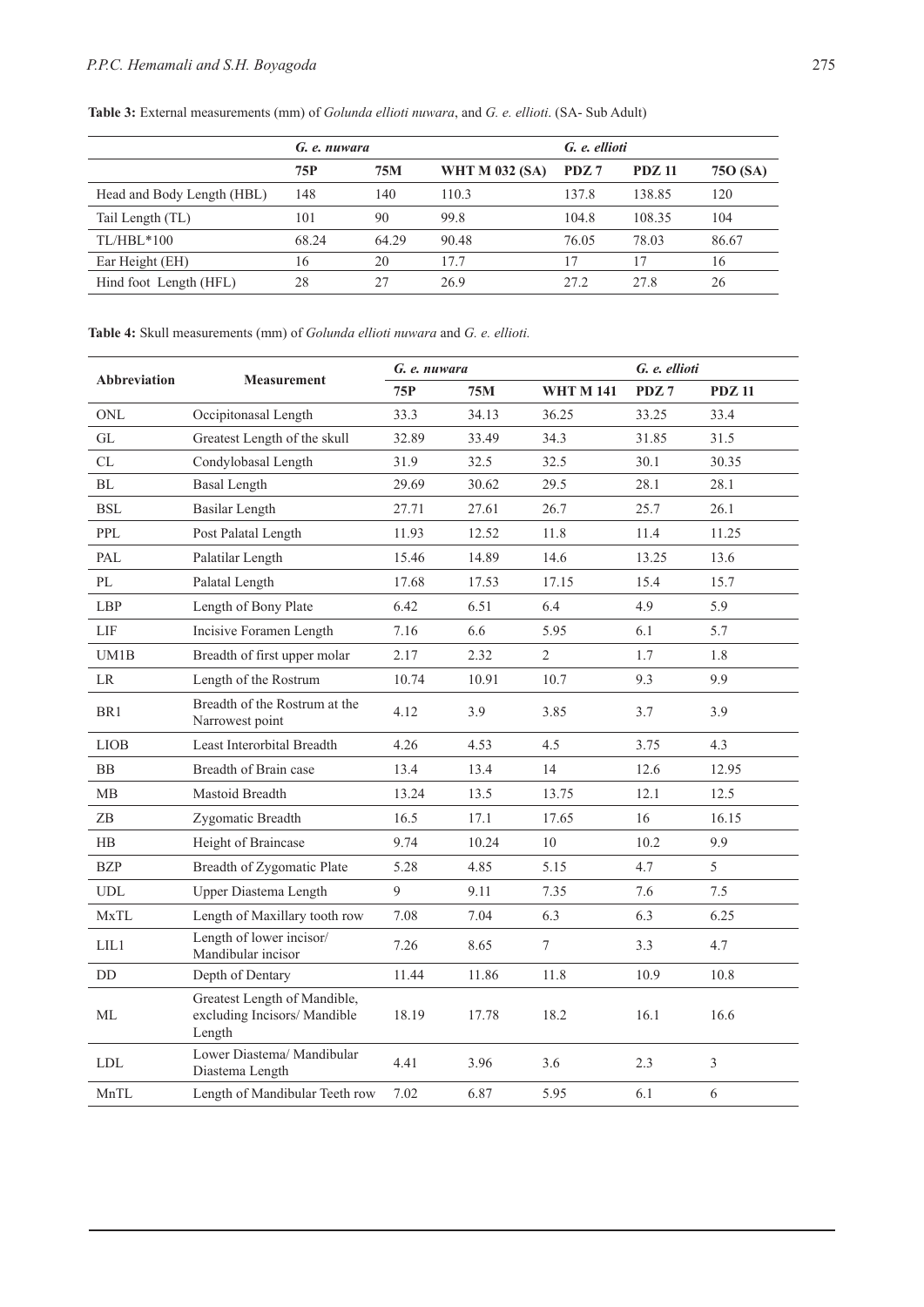**Table 3:** External measurements (mm) of *Golunda ellioti nuwara*, and *G. e. ellioti*. (SA- Sub Adult)

| | *G. e. nuwara* | | | *G. e. ellioti* | | |
|---|---|---|---|---|---|---|
| | **75P** | **75M** | **WHT M 032 (SA)** | **PDZ 7** | **PDZ 11** | **75O (SA)** |
| Head and Body Length (HBL) | 148 | 140 | 110.3 | 137.8 | 138.85 | 120 |
| Tail Length (TL) | 101 | 90 | 99.8 | 104.8 | 108.35 | 104 |
| TL/HBL*100 | 68.24 | 64.29 | 90.48 | 76.05 | 78.03 | 86.67 |
| Ear Height (EH) | 16 | 20 | 17.7 | 17 | 17 | 16 |
| Hind foot Length (HFL) | 28 | 27 | 26.9 | 27.2 | 27.8 | 26 |

**Table 4:** Skull measurements (mm) of *Golunda ellioti nuwara* and *G. e. ellioti.*

| Abbreviation | Measurement | *G. e. nuwara* | | | *G. e. ellioti* | |
|---|---|---|---|---|---|---|
| | | **75P** | **75M** | **WHT M 141** | **PDZ 7** | **PDZ 11** |
| ONL | Occipitonasal Length | 33.3 | 34.13 | 36.25 | 33.25 | 33.4 |
| GL | Greatest Length of the skull | 32.89 | 33.49 | 34.3 | 31.85 | 31.5 |
| CL | Condylobasal Length | 31.9 | 32.5 | 32.5 | 30.1 | 30.35 |
| BL | Basal Length | 29.69 | 30.62 | 29.5 | 28.1 | 28.1 |
| BSL | Basilar Length | 27.71 | 27.61 | 26.7 | 25.7 | 26.1 |
| PPL | Post Palatal Length | 11.93 | 12.52 | 11.8 | 11.4 | 11.25 |
| PAL | Palatilar Length | 15.46 | 14.89 | 14.6 | 13.25 | 13.6 |
| PL | Palatal Length | 17.68 | 17.53 | 17.15 | 15.4 | 15.7 |
| LBP | Length of Bony Plate | 6.42 | 6.51 | 6.4 | 4.9 | 5.9 |
| LIF | Incisive Foramen Length | 7.16 | 6.6 | 5.95 | 6.1 | 5.7 |
| UM1B | Breadth of first upper molar | 2.17 | 2.32 | 2 | 1.7 | 1.8 |
| LR | Length of the Rostrum | 10.74 | 10.91 | 10.7 | 9.3 | 9.9 |
| BR1 | Breadth of the Rostrum at the Narrowest point | 4.12 | 3.9 | 3.85 | 3.7 | 3.9 |
| LIOB | Least Interorbital Breadth | 4.26 | 4.53 | 4.5 | 3.75 | 4.3 |
| BB | Breadth of Brain case | 13.4 | 13.4 | 14 | 12.6 | 12.95 |
| MB | Mastoid Breadth | 13.24 | 13.5 | 13.75 | 12.1 | 12.5 |
| ZB | Zygomatic Breadth | 16.5 | 17.1 | 17.65 | 16 | 16.15 |
| HB | Height of Braincase | 9.74 | 10.24 | 10 | 10.2 | 9.9 |
| BZP | Breadth of Zygomatic Plate | 5.28 | 4.85 | 5.15 | 4.7 | 5 |
| UDL | Upper Diastema Length | 9 | 9.11 | 7.35 | 7.6 | 7.5 |
| MxTL | Length of Maxillary tooth row | 7.08 | 7.04 | 6.3 | 6.3 | 6.25 |
| LIL1 | Length of lower incisor/ Mandibular incisor | 7.26 | 8.65 | 7 | 3.3 | 4.7 |
| DD | Depth of Dentary | 11.44 | 11.86 | 11.8 | 10.9 | 10.8 |
| ML | Greatest Length of Mandible, excluding Incisors/ Mandible Length | 18.19 | 17.78 | 18.2 | 16.1 | 16.6 |
| LDL | Lower Diastema/ Mandibular Diastema Length | 4.41 | 3.96 | 3.6 | 2.3 | 3 |
| MnTL | Length of Mandibular Teeth row | 7.02 | 6.87 | 5.95 | 6.1 | 6 |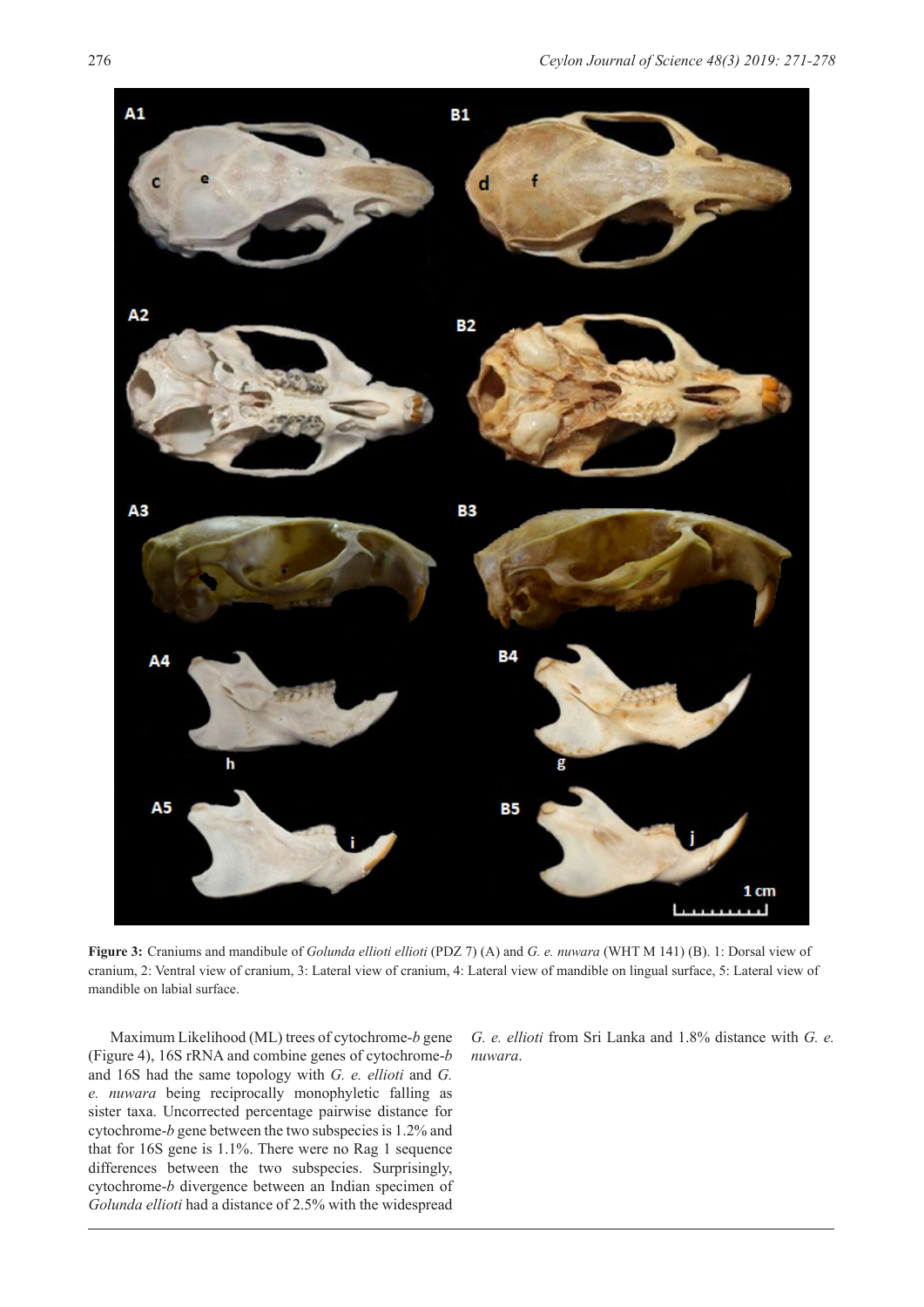**Figure 3:** Craniums and mandibule of *Golunda ellioti ellioti* (PDZ 7) (A) and *G. e. nuwara* (WHT M 141) (B). 1: Dorsal view of cranium, 2: Ventral view of cranium, 3: Lateral view of cranium, 4: Lateral view of mandible on lingual surface, 5: Lateral view of mandible on labial surface.

Maximum Likelihood (ML) trees of cytochrome-*b* gene (Figure 4), 16S rRNA and combine genes of cytochrome-*b* and 16S had the same topology with *G. e. ellioti* and *G. e. nuwara* being reciprocally monophyletic falling as sister taxa. Uncorrected percentage pairwise distance for cytochrome-*b* gene between the two subspecies is 1.2% and that for 16S gene is 1.1%. There were no Rag 1 sequence differences between the two subspecies. Surprisingly, cytochrome-*b* divergence between an Indian specimen of *Golunda ellioti* had a distance of 2.5% with the widespread *G. e. ellioti* from Sri Lanka and 1.8% distance with *G. e. nuwara*.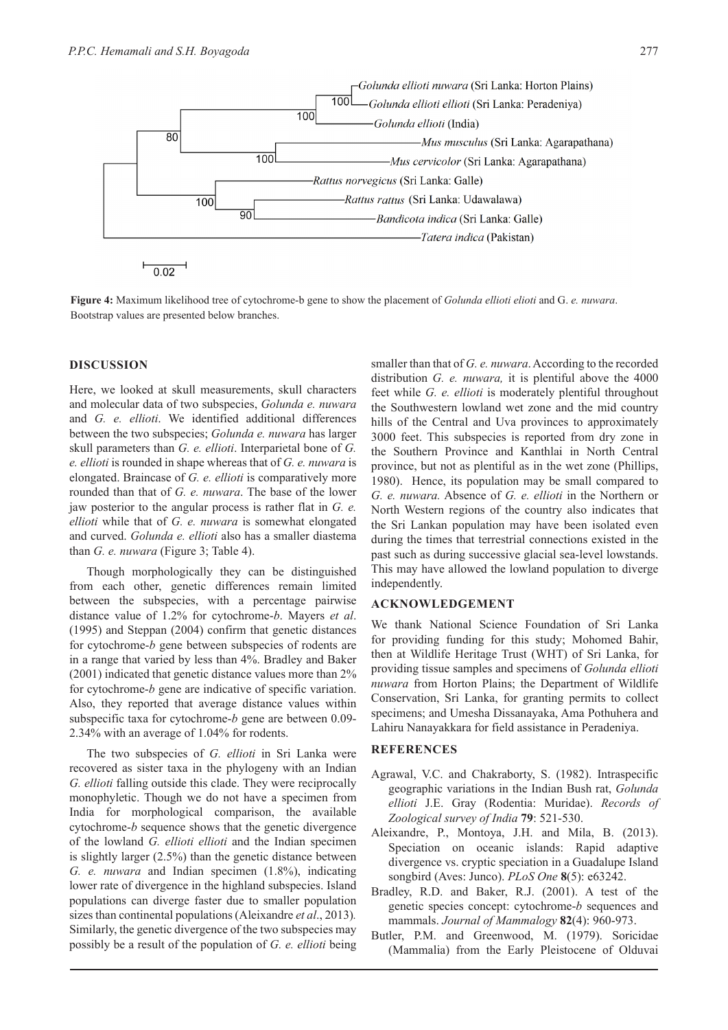**Figure 4:** Maximum likelihood tree of cytochrome-b gene to show the placement of *Golunda ellioti elioti* and G. *e. nuwara*. Bootstrap values are presented below branches.

## DISCUSSION

Here, we looked at skull measurements, skull characters and molecular data of two subspecies, *Golunda e. nuwara* and *G. e. elliotí*. We identified additional differences between the two subspecies; *Golunda e. nuwara* has larger skull parameters than *G. e. ellioti*. Interparietal bone of *G. e. ellioti* is rounded in shape whereas that of *G. e. nuwara* is elongated. Braincase of *G. e. ellioti* is comparatively more rounded than that of *G. e. nuwara*. The base of the lower jaw posterior to the angular process is rather flat in *G. e. ellioti* while that of *G. e. nuwara* is somewhat elongated and curved. *Golunda e. ellioti* also has a smaller diastema than *G. e. nuwara* (Figure 3; Table 4).

Though morphologically they can be distinguished from each other, genetic differences remain limited between the subspecies, with a percentage pairwise distance value of 1.2% for cytochrome-*b*. Mayers *et al*. (1995) and Steppan (2004) confirm that genetic distances for cytochrome-*b* gene between subspecies of rodents are in a range that varied by less than 4%. Bradley and Baker (2001) indicated that genetic distance values more than 2% for cytochrome-*b* gene are indicative of specific variation. Also, they reported that average distance values within subspecific taxa for cytochrome-*b* gene are between 0.09-2.34% with an average of 1.04% for rodents.

The two subspecies of *G. ellioti* in Sri Lanka were recovered as sister taxa in the phylogeny with an Indian *G. ellioti* falling outside this clade. They were reciprocally monophyletic. Though we do not have a specimen from India for morphological comparison, the available cytochrome-*b* sequence shows that the genetic divergence of the lowland *G. ellioti ellioti* and the Indian specimen is slightly larger (2.5%) than the genetic distance between *G. e. nuwara* and Indian specimen (1.8%), indicating lower rate of divergence in the highland subspecies. Island populations can diverge faster due to smaller population sizes than continental populations (Aleixandre *et al*., 2013). Similarly, the genetic divergence of the two subspecies may possibly be a result of the population of *G. e. ellioti* being smaller than that of *G. e. nuwara*. According to the recorded distribution *G. e. nuwara,* it is plentiful above the 4000 feet while *G. e. ellioti* is moderately plentiful throughout the Southwestern lowland wet zone and the mid country hills of the Central and Uva provinces to approximately 3000 feet. This subspecies is reported from dry zone in the Southern Province and Kanthlai in North Central province, but not as plentiful as in the wet zone (Phillips, 1980). Hence, its population may be small compared to *G. e. nuwara.* Absence of *G. e. ellioti* in the Northern or North Western regions of the country also indicates that the Sri Lankan population may have been isolated even during the times that terrestrial connections existed in the past such as during successive glacial sea-level lowstands. This may have allowed the lowland population to diverge independently.

## ACKNOWLEDGEMENT

We thank National Science Foundation of Sri Lanka for providing funding for this study; Mohomed Bahir, then at Wildlife Heritage Trust (WHT) of Sri Lanka, for providing tissue samples and specimens of *Golunda ellioti nuwara* from Horton Plains; the Department of Wildlife Conservation, Sri Lanka, for granting permits to collect specimens; and Umesha Dissanayaka, Ama Pothuhera and Lahiru Nanayakkara for field assistance in Peradeniya.

## REFERENCES

Agrawal, V.C. and Chakraborty, S. (1982). Intraspecific geographic variations in the Indian Bush rat, *Golunda ellioti* J.E. Gray (Rodentia: Muridae). *Records of Zoological survey of India* **79**: 521-530.

Aleixandre, P., Montoya, J.H. and Mila, B. (2013). Speciation on oceanic islands: Rapid adaptive divergence vs. cryptic speciation in a Guadalupe Island songbird (Aves: Junco). *PLoS One* **8**(5): e63242.

Bradley, R.D. and Baker, R.J. (2001). A test of the genetic species concept: cytochrome-*b* sequences and mammals. *Journal of Mammalogy* **82**(4): 960-973.

Butler, P.M. and Greenwood, M. (1979). Soricidae (Mammalia) from the Early Pleistocene of Olduvai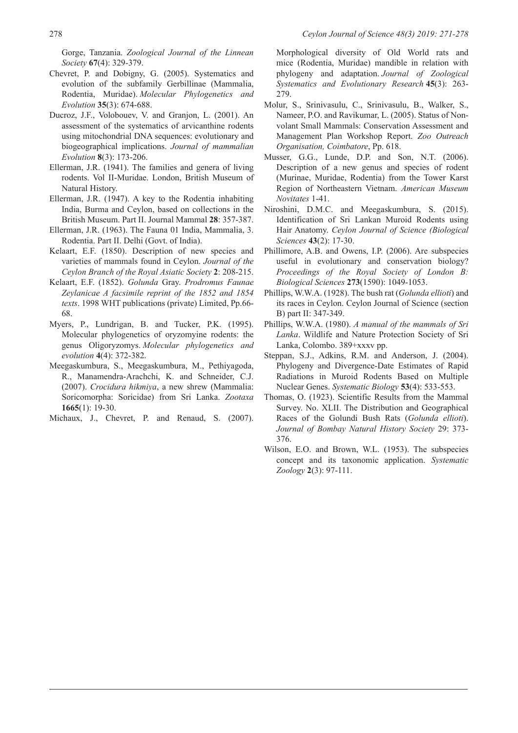Gorge, Tanzania. *Zoological Journal of the Linnean Society* **67**(4): 329-379.

Chevret, P. and Dobigny, G. (2005). Systematics and evolution of the subfamily Gerbillinae (Mammalia, Rodentia, Muridae). *Molecular Phylogenetics and Evolution* **35**(3): 674-688.

Ducroz, J.F., Volobouev, V. and Granjon, L. (2001). An assessment of the systematics of arvicanthine rodents using mitochondrial DNA sequences: evolutionary and biogeographical implications. *Journal of mammalian Evolution* **8**(3): 173-206.

Ellerman, J.R. (1941). The families and genera of living rodents. Vol II-Muridae. London, British Museum of Natural History.

Ellerman, J.R. (1947). A key to the Rodentia inhabiting India, Burma and Ceylon, based on collections in the British Museum. Part II. Journal Mammal **28**: 357-387.

Ellerman, J.R. (1963). The Fauna 01 India, Mammalia, 3. Rodentia. Part II. Delhi (Govt. of India).

Kelaart, E.F. (1850). Description of new species and varieties of mammals found in Ceylon. *Journal of the Ceylon Branch of the Royal Asiatic Society* **2**: 208-215.

Kelaart, E.F. (1852). *Golunda* Gray. *Prodromus Faunae Zeylanicae A facsimile reprint of the 1852 and 1854 texts*. 1998 WHT publications (private) Limited, Pp.66-68.

Myers, P., Lundrigan, B. and Tucker, P.K. (1995). Molecular phylogenetics of oryzomyine rodents: the genus Oligoryzomys. *Molecular phylogenetics and evolution* **4**(4): 372-382.

Meegaskumbura, S., Meegaskumbura, M., Pethiyagoda, R., Manamendra-Arachchi, K. and Schneider, C.J. (2007). *Crocidura hikmiya*, a new shrew (Mammalia: Soricomorpha: Soricidae) from Sri Lanka. *Zootaxa* **1665**(1): 19-30.

Michaux, J., Chevret, P. and Renaud, S. (2007). Morphological diversity of Old World rats and mice (Rodentia, Muridae) mandible in relation with phylogeny and adaptation. *Journal of Zoological Systematics and Evolutionary Research* **45**(3): 263-279.

Molur, S., Srinivasulu, C., Srinivasulu, B., Walker, S., Nameer, P.O. and Ravikumar, L. (2005). Status of Non-volant Small Mammals: Conservation Assessment and Management Plan Workshop Report. *Zoo Outreach Organisation, Coimbatore*, Pp. 618.

Musser, G.G., Lunde, D.P. and Son, N.T. (2006). Description of a new genus and species of rodent (Murinae, Muridae, Rodentia) from the Tower Karst Region of Northeastern Vietnam. *American Museum Novitates* 1-41.

Niroshini, D.M.C. and Meegaskumbura, S. (2015). Identification of Sri Lankan Muroid Rodents using Hair Anatomy. *Ceylon Journal of Science (Biological Sciences* **43**(2): 17-30.

Phillimore, A.B. and Owens, I.P. (2006). Are subspecies useful in evolutionary and conservation biology? *Proceedings of the Royal Society of London B: Biological Sciences* **273**(1590): 1049-1053.

Phillips, W.W.A. (1928). The bush rat (*Golunda ellioti*) and its races in Ceylon. Ceylon Journal of Science (section B) part II: 347-349.

Phillips, W.W.A. (1980). *A manual of the mammals of Sri Lanka*. Wildlife and Nature Protection Society of Sri Lanka, Colombo. 389+xxxv pp.

Steppan, S.J., Adkins, R.M. and Anderson, J. (2004). Phylogeny and Divergence-Date Estimates of Rapid Radiations in Muroid Rodents Based on Multiple Nuclear Genes. *Systematic Biology* **53**(4): 533-553.

Thomas, O. (1923). Scientific Results from the Mammal Survey. No. XLII. The Distribution and Geographical Races of the Golundi Bush Rats (*Golunda ellioti*). *Journal of Bombay Natural History Society* 29: 373-376.

Wilson, E.O. and Brown, W.L. (1953). The subspecies concept and its taxonomic application. *Systematic Zoology* **2**(3): 97-111.